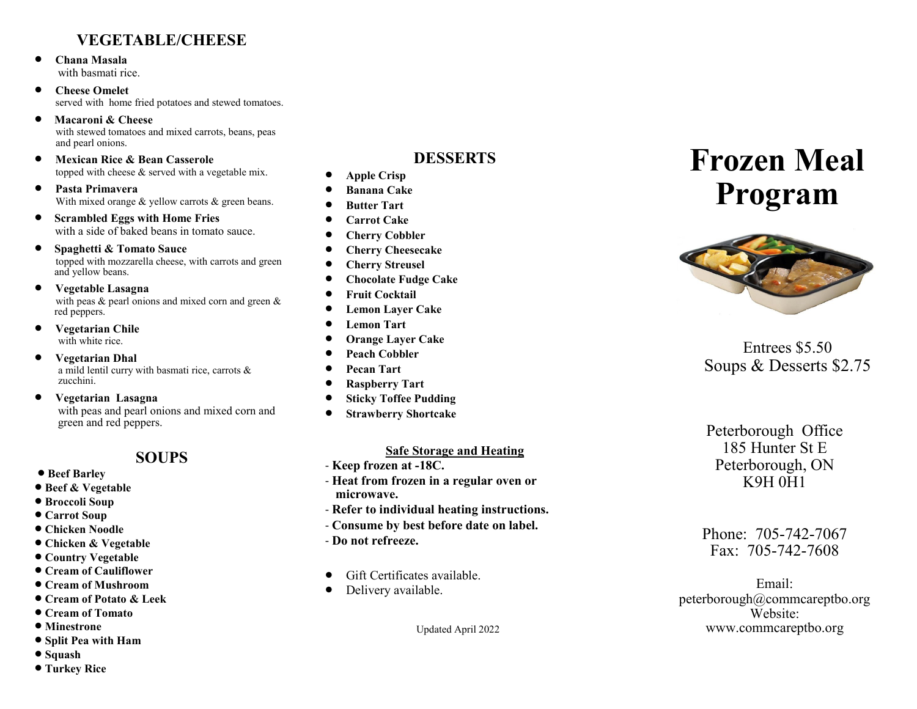## VEGETABLE/CHEESE

- **Chana Masala**
  with basmati rice.
- **Cheese Omelet**
  served with home fried potatoes and stewed tomatoes.
- **Macaroni & Cheese**
  with stewed tomatoes and mixed carrots, beans, peas and pearl onions.
- **Mexican Rice & Bean Casserole**
  topped with cheese & served with a vegetable mix.
- **Pasta Primavera**
  With mixed orange & yellow carrots & green beans.
- **Scrambled Eggs with Home Fries**
  with a side of baked beans in tomato sauce.
- **Spaghetti & Tomato Sauce**
  topped with mozzarella cheese, with carrots and green and yellow beans.
- **Vegetable Lasagna**
  with peas & pearl onions and mixed corn and green & red peppers.
- **Vegetarian Chile**
  with white rice.
- **Vegetarian Dhal**
  a mild lentil curry with basmati rice, carrots & zucchini.
- **Vegetarian Lasagna**
  with peas and pearl onions and mixed corn and green and red peppers.

## SOUPS

- **Beef Barley**
- **Beef & Vegetable**
- **Broccoli Soup**
- **Carrot Soup**
- **Chicken Noodle**
- **Chicken & Vegetable**
- **Country Vegetable**
- **Cream of Cauliflower**
- **Cream of Mushroom**
- **Cream of Potato & Leek**
- **Cream of Tomato**
- **Minestrone**
- **Split Pea with Ham**
- **Squash**
- **Turkey Rice**

## DESSERTS

- **Apple Crisp**
- **Banana Cake**
- **Butter Tart**
- **Carrot Cake**
- **Cherry Cobbler**
- **Cherry Cheesecake**
- **Cherry Streusel**
- **Chocolate Fudge Cake**
- **Fruit Cocktail**
- **Lemon Layer Cake**
- **Lemon Tart**
- **Orange Layer Cake**
- **Peach Cobbler**
- **Pecan Tart**
- **Raspberry Tart**
- **Sticky Toffee Pudding**
- **Strawberry Shortcake**

### Safe Storage and Heating

- **Keep frozen at -18C.**
- **Heat from frozen in a regular oven or microwave.**
- **Refer to individual heating instructions.**
- **Consume by best before date on label.**
- **Do not refreeze.**

- Gift Certificates available.
- Delivery available.

Updated April 2022

# Frozen Meal Program

Entrees $5.50
Soups & Desserts $2.75

Peterborough Office
185 Hunter St E
Peterborough, ON
K9H 0H1

Phone: 705-742-7067
Fax: 705-742-7608

Email:
peterborough@commcareptbo.org
Website:
www.commcareptbo.org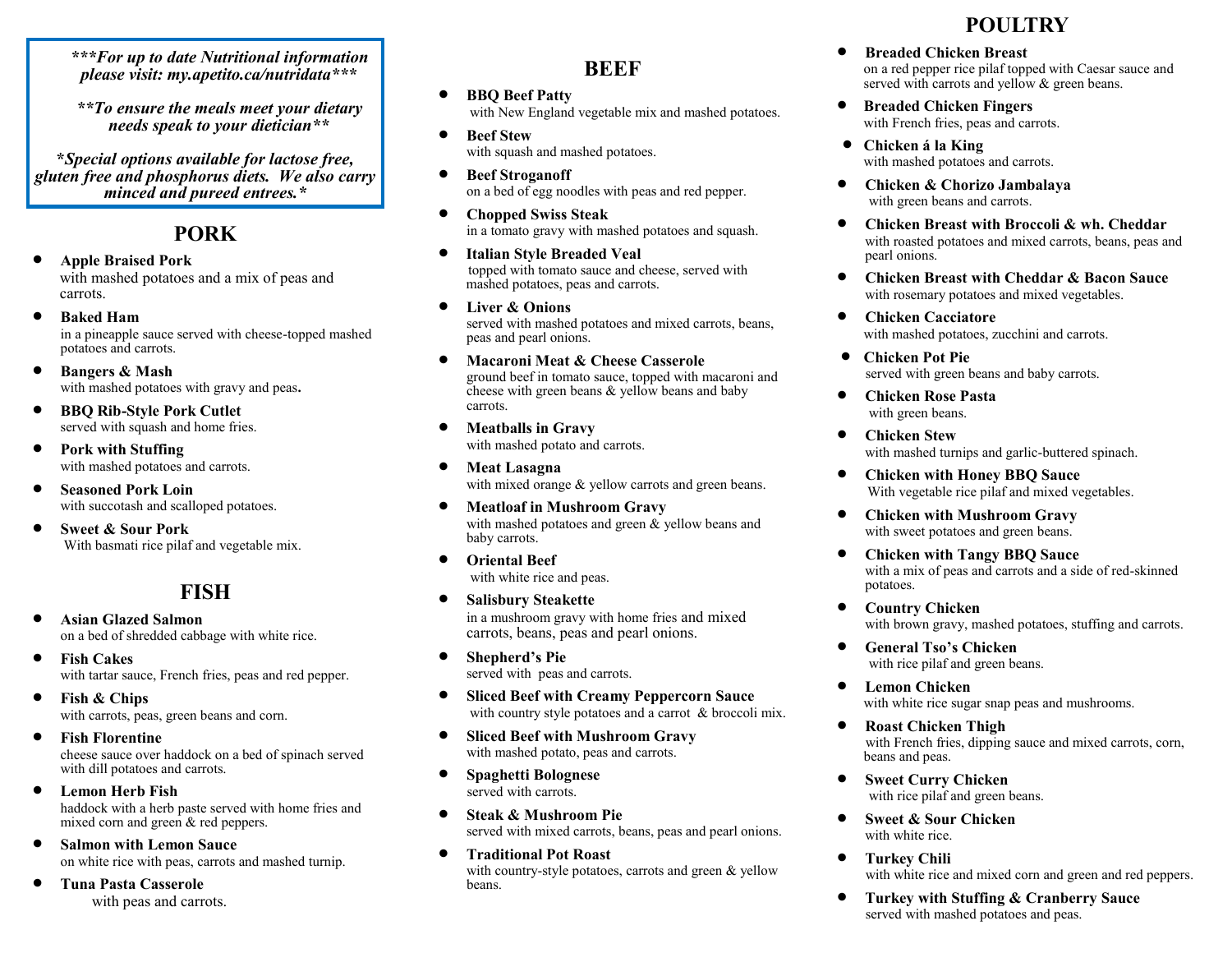***For up to date Nutritional information please visit: my.apetito.ca/nutridata***

**To ensure the meals meet your dietary needs speak to your dietician**

*Special options available for lactose free, gluten free and phosphorus diets. We also carry minced and pureed entrees.*

## PORK

- **Apple Braised Pork**
  with mashed potatoes and a mix of peas and carrots.
- **Baked Ham**
  in a pineapple sauce served with cheese-topped mashed potatoes and carrots.
- **Bangers & Mash**
  with mashed potatoes with gravy and peas.
- **BBQ Rib-Style Pork Cutlet**
  served with squash and home fries.
- **Pork with Stuffing**
  with mashed potatoes and carrots.
- **Seasoned Pork Loin**
  with succotash and scalloped potatoes.
- **Sweet & Sour Pork**
  With basmati rice pilaf and vegetable mix.

## FISH

- **Asian Glazed Salmon**
  on a bed of shredded cabbage with white rice.
- **Fish Cakes**
  with tartar sauce, French fries, peas and red pepper.
- **Fish & Chips**
  with carrots, peas, green beans and corn.
- **Fish Florentine**
  cheese sauce over haddock on a bed of spinach served with dill potatoes and carrots.
- **Lemon Herb Fish**
  haddock with a herb paste served with home fries and mixed corn and green & red peppers.
- **Salmon with Lemon Sauce**
  on white rice with peas, carrots and mashed turnip.
- **Tuna Pasta Casserole**
  with peas and carrots.

## BEEF

- **BBQ Beef Patty**
  with New England vegetable mix and mashed potatoes.
- **Beef Stew**
  with squash and mashed potatoes.
- **Beef Stroganoff**
  on a bed of egg noodles with peas and red pepper.
- **Chopped Swiss Steak**
  in a tomato gravy with mashed potatoes and squash.
- **Italian Style Breaded Veal**
  topped with tomato sauce and cheese, served with mashed potatoes, peas and carrots.
- **Liver & Onions**
  served with mashed potatoes and mixed carrots, beans, peas and pearl onions.
- **Macaroni Meat & Cheese Casserole**
  ground beef in tomato sauce, topped with macaroni and cheese with green beans & yellow beans and baby carrots.
- **Meatballs in Gravy**
  with mashed potato and carrots.
- **Meat Lasagna**
  with mixed orange & yellow carrots and green beans.
- **Meatloaf in Mushroom Gravy**
  with mashed potatoes and green & yellow beans and baby carrots.
- **Oriental Beef**
  with white rice and peas.
- **Salisbury Steakette**
  in a mushroom gravy with home fries and mixed carrots, beans, peas and pearl onions.
- **Shepherd's Pie**
  served with peas and carrots.
- **Sliced Beef with Creamy Peppercorn Sauce**
  with country style potatoes and a carrot & broccoli mix.
- **Sliced Beef with Mushroom Gravy**
  with mashed potato, peas and carrots.
- **Spaghetti Bolognese**
  served with carrots.
- **Steak & Mushroom Pie**
  served with mixed carrots, beans, peas and pearl onions.
- **Traditional Pot Roast**
  with country-style potatoes, carrots and green & yellow beans.

## POULTRY

- **Breaded Chicken Breast**
  on a red pepper rice pilaf topped with Caesar sauce and served with carrots and yellow & green beans.
- **Breaded Chicken Fingers**
  with French fries, peas and carrots.
- **Chicken á la King**
  with mashed potatoes and carrots.
- **Chicken & Chorizo Jambalaya**
  with green beans and carrots.
- **Chicken Breast with Broccoli & wh. Cheddar**
  with roasted potatoes and mixed carrots, beans, peas and pearl onions.
- **Chicken Breast with Cheddar & Bacon Sauce**
  with rosemary potatoes and mixed vegetables.
- **Chicken Cacciatore**
  with mashed potatoes, zucchini and carrots.
- **Chicken Pot Pie**
  served with green beans and baby carrots.
- **Chicken Rose Pasta**
  with green beans.
- **Chicken Stew**
  with mashed turnips and garlic-buttered spinach.
- **Chicken with Honey BBQ Sauce**
  With vegetable rice pilaf and mixed vegetables.
- **Chicken with Mushroom Gravy**
  with sweet potatoes and green beans.
- **Chicken with Tangy BBQ Sauce**
  with a mix of peas and carrots and a side of red-skinned potatoes.
- **Country Chicken**
  with brown gravy, mashed potatoes, stuffing and carrots.
- **General Tso's Chicken**
  with rice pilaf and green beans.
- **Lemon Chicken**
  with white rice sugar snap peas and mushrooms.
- **Roast Chicken Thigh**
  with French fries, dipping sauce and mixed carrots, corn, beans and peas.
- **Sweet Curry Chicken**
  with rice pilaf and green beans.
- **Sweet & Sour Chicken**
  with white rice.
- **Turkey Chili**
  with white rice and mixed corn and green and red peppers.
- **Turkey with Stuffing & Cranberry Sauce**
  served with mashed potatoes and peas.